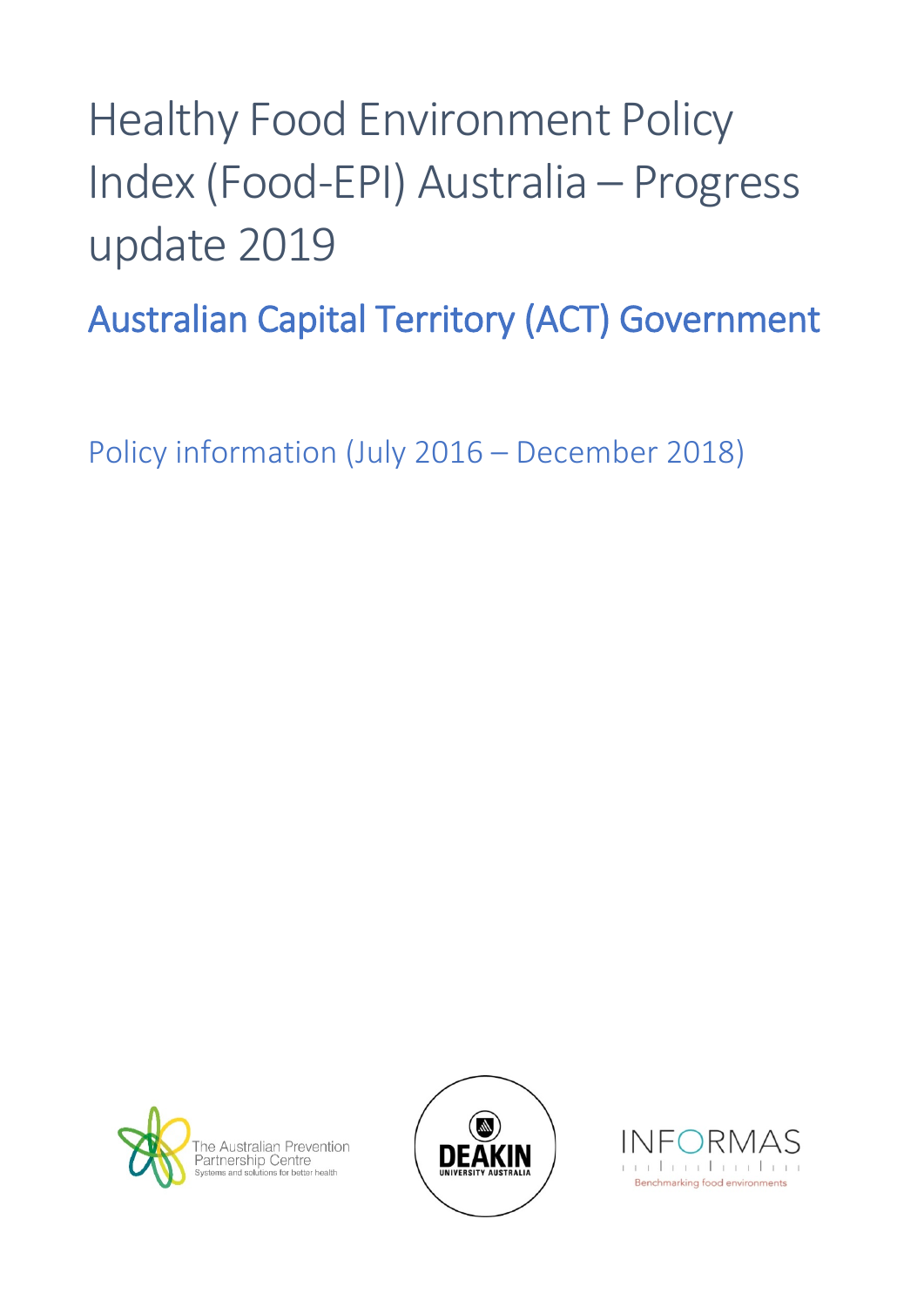# Healthy Food Environment Policy Index (Food-EPI) Australia – Progress update 2019

## Australian Capital Territory (ACT) Government

Policy information (July 2016 – December 2018)

The Australian Prevention Partnership Centre
Systems and solutions for better health

DEAKIN UNIVERSITY AUSTRALIA

INFORMAS
Benchmarking food environments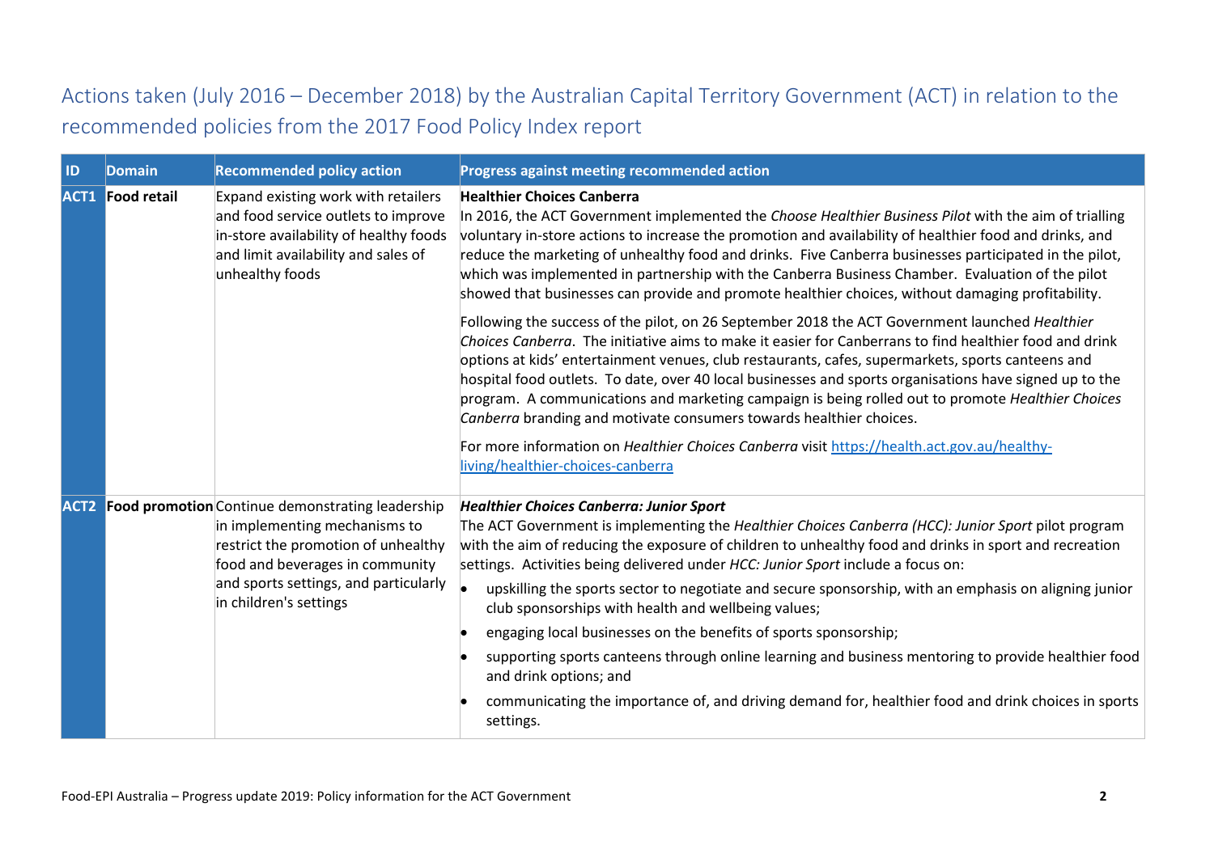## Actions taken (July 2016 – December 2018) by the Australian Capital Territory Government (ACT) in relation to the recommended policies from the 2017 Food Policy Index report

| ID | Domain | Recommended policy action | Progress against meeting recommended action |
|---|---|---|---|
| **ACT1** | **Food retail** | Expand existing work with retailers and food service outlets to improve in-store availability of healthy foods and limit availability and sales of unhealthy foods | **Healthier Choices Canberra**<br>In 2016, the ACT Government implemented the *Choose Healthier Business Pilot* with the aim of trialling voluntary in-store actions to increase the promotion and availability of healthier food and drinks, and reduce the marketing of unhealthy food and drinks. Five Canberra businesses participated in the pilot, which was implemented in partnership with the Canberra Business Chamber. Evaluation of the pilot showed that businesses can provide and promote healthier choices, without damaging profitability.<br><br>Following the success of the pilot, on 26 September 2018 the ACT Government launched *Healthier Choices Canberra*. The initiative aims to make it easier for Canberrans to find healthier food and drink options at kids' entertainment venues, club restaurants, cafes, supermarkets, sports canteens and hospital food outlets. To date, over 40 local businesses and sports organisations have signed up to the program. A communications and marketing campaign is being rolled out to promote *Healthier Choices Canberra* branding and motivate consumers towards healthier choices.<br><br>For more information on *Healthier Choices Canberra* visit https://health.act.gov.au/healthy-living/healthier-choices-canberra |
| **ACT2** | **Food promotion** | Continue demonstrating leadership in implementing mechanisms to restrict the promotion of unhealthy food and beverages in community and sports settings, and particularly in children's settings | ***Healthier Choices Canberra: Junior Sport***<br>The ACT Government is implementing the *Healthier Choices Canberra (HCC): Junior Sport* pilot program with the aim of reducing the exposure of children to unhealthy food and drinks in sport and recreation settings. Activities being delivered under *HCC: Junior Sport* include a focus on:<br>• upskilling the sports sector to negotiate and secure sponsorship, with an emphasis on aligning junior club sponsorships with health and wellbeing values;<br>• engaging local businesses on the benefits of sports sponsorship;<br>• supporting sports canteens through online learning and business mentoring to provide healthier food and drink options; and<br>• communicating the importance of, and driving demand for, healthier food and drink choices in sports settings. |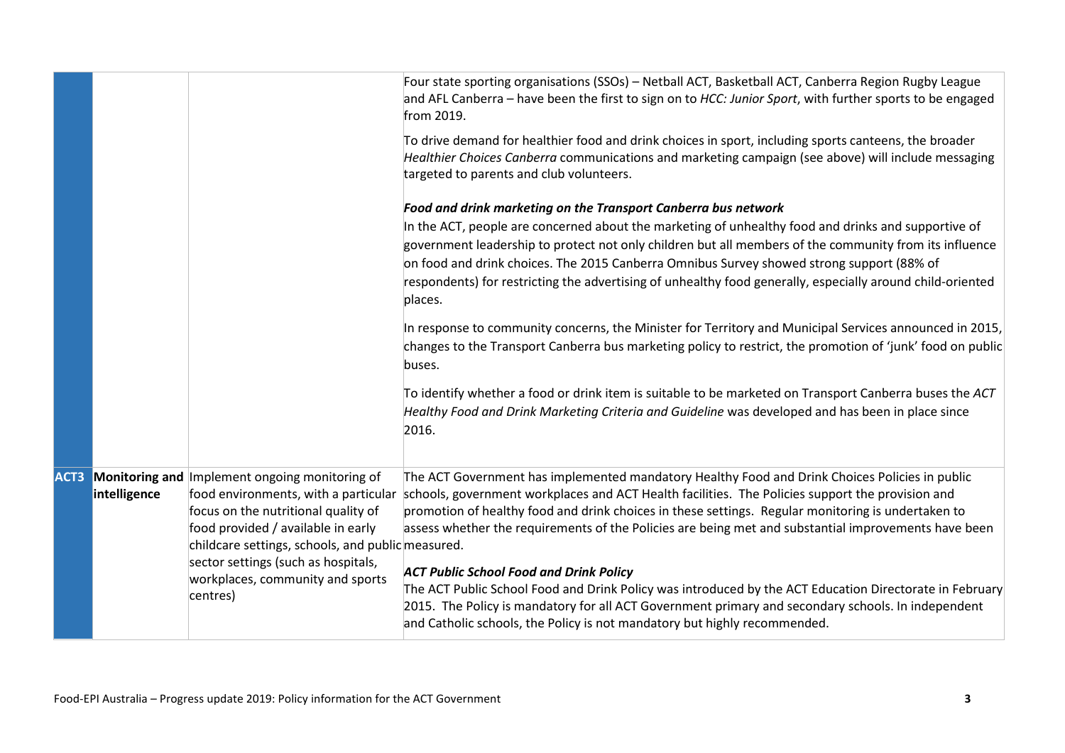| | | | |
|---|---|---|---|
| | | | Four state sporting organisations (SSOs) – Netball ACT, Basketball ACT, Canberra Region Rugby League and AFL Canberra – have been the first to sign on to *HCC: Junior Sport*, with further sports to be engaged from 2019.<br><br>To drive demand for healthier food and drink choices in sport, including sports canteens, the broader *Healthier Choices Canberra* communications and marketing campaign (see above) will include messaging targeted to parents and club volunteers.<br><br>***Food and drink marketing on the Transport Canberra bus network***<br>In the ACT, people are concerned about the marketing of unhealthy food and drinks and supportive of government leadership to protect not only children but all members of the community from its influence on food and drink choices. The 2015 Canberra Omnibus Survey showed strong support (88% of respondents) for restricting the advertising of unhealthy food generally, especially around child-oriented places.<br><br>In response to community concerns, the Minister for Territory and Municipal Services announced in 2015, changes to the Transport Canberra bus marketing policy to restrict, the promotion of 'junk' food on public buses.<br><br>To identify whether a food or drink item is suitable to be marketed on Transport Canberra buses the *ACT Healthy Food and Drink Marketing Criteria and Guideline* was developed and has been in place since 2016. |
| **ACT3** | **Monitoring and intelligence** | Implement ongoing monitoring of food environments, with a particular focus on the nutritional quality of food provided / available in early childcare settings, schools, and public sector settings (such as hospitals, workplaces, community and sports centres) | The ACT Government has implemented mandatory Healthy Food and Drink Choices Policies in public schools, government workplaces and ACT Health facilities. The Policies support the provision and promotion of healthy food and drink choices in these settings. Regular monitoring is undertaken to assess whether the requirements of the Policies are being met and substantial improvements have been measured.<br><br>***ACT Public School Food and Drink Policy***<br>The ACT Public School Food and Drink Policy was introduced by the ACT Education Directorate in February 2015. The Policy is mandatory for all ACT Government primary and secondary schools. In independent and Catholic schools, the Policy is not mandatory but highly recommended. |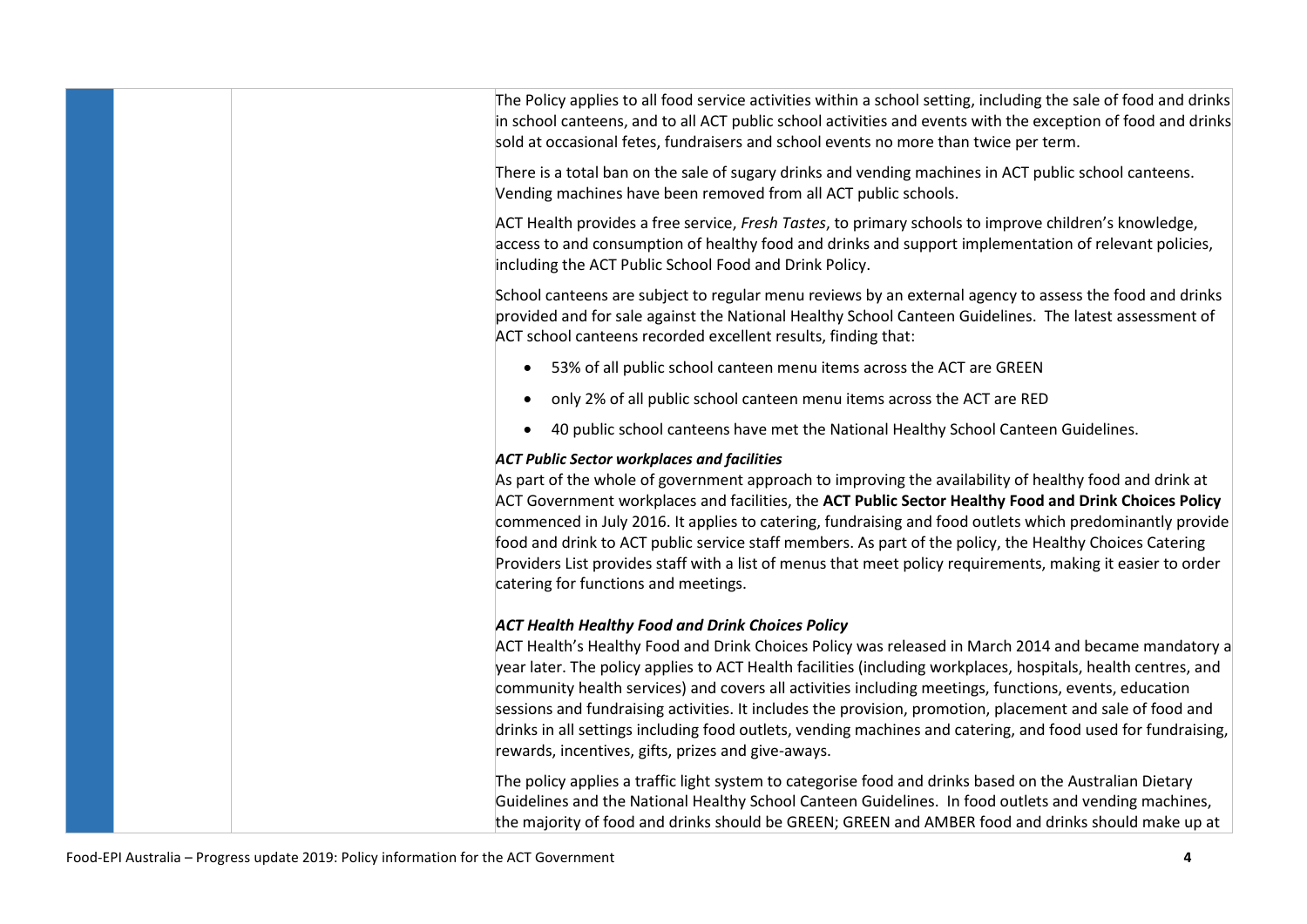The Policy applies to all food service activities within a school setting, including the sale of food and drinks in school canteens, and to all ACT public school activities and events with the exception of food and drinks sold at occasional fetes, fundraisers and school events no more than twice per term.

There is a total ban on the sale of sugary drinks and vending machines in ACT public school canteens. Vending machines have been removed from all ACT public schools.

ACT Health provides a free service, *Fresh Tastes*, to primary schools to improve children's knowledge, access to and consumption of healthy food and drinks and support implementation of relevant policies, including the ACT Public School Food and Drink Policy.

School canteens are subject to regular menu reviews by an external agency to assess the food and drinks provided and for sale against the National Healthy School Canteen Guidelines. The latest assessment of ACT school canteens recorded excellent results, finding that:

- 53% of all public school canteen menu items across the ACT are GREEN
- only 2% of all public school canteen menu items across the ACT are RED
- 40 public school canteens have met the National Healthy School Canteen Guidelines.

***ACT Public Sector workplaces and facilities***

As part of the whole of government approach to improving the availability of healthy food and drink at ACT Government workplaces and facilities, the **ACT Public Sector Healthy Food and Drink Choices Policy** commenced in July 2016. It applies to catering, fundraising and food outlets which predominantly provide food and drink to ACT public service staff members. As part of the policy, the Healthy Choices Catering Providers List provides staff with a list of menus that meet policy requirements, making it easier to order catering for functions and meetings.

***ACT Health Healthy Food and Drink Choices Policy***

ACT Health's Healthy Food and Drink Choices Policy was released in March 2014 and became mandatory a year later. The policy applies to ACT Health facilities (including workplaces, hospitals, health centres, and community health services) and covers all activities including meetings, functions, events, education sessions and fundraising activities. It includes the provision, promotion, placement and sale of food and drinks in all settings including food outlets, vending machines and catering, and food used for fundraising, rewards, incentives, gifts, prizes and give-aways.

The policy applies a traffic light system to categorise food and drinks based on the Australian Dietary Guidelines and the National Healthy School Canteen Guidelines. In food outlets and vending machines, the majority of food and drinks should be GREEN; GREEN and AMBER food and drinks should make up at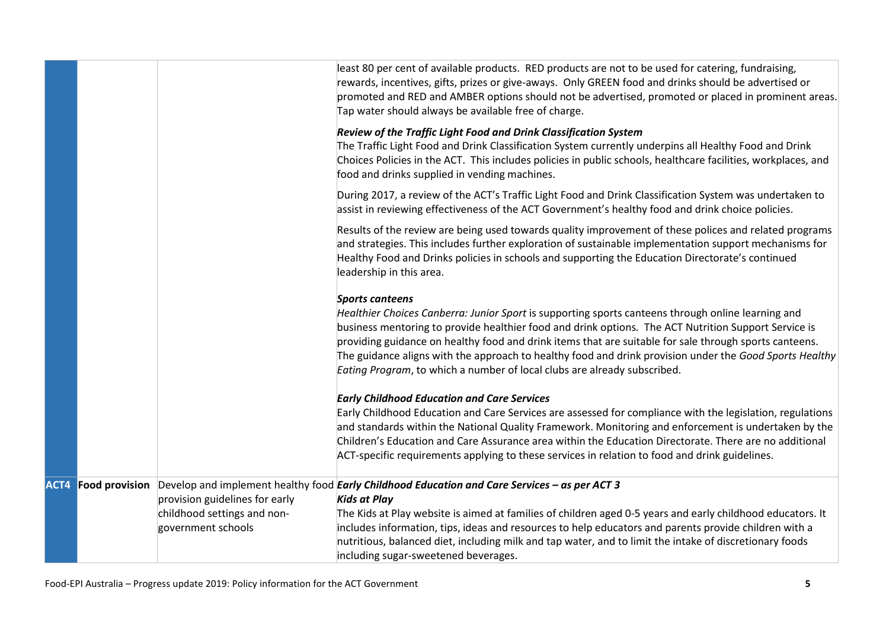| | | | |
|---|---|---|---|
| | | | least 80 per cent of available products. RED products are not to be used for catering, fundraising, rewards, incentives, gifts, prizes or give-aways. Only GREEN food and drinks should be advertised or promoted and RED and AMBER options should not be advertised, promoted or placed in prominent areas. Tap water should always be available free of charge.<br><br>***Review of the Traffic Light Food and Drink Classification System***<br>The Traffic Light Food and Drink Classification System currently underpins all Healthy Food and Drink Choices Policies in the ACT. This includes policies in public schools, healthcare facilities, workplaces, and food and drinks supplied in vending machines.<br><br>During 2017, a review of the ACT's Traffic Light Food and Drink Classification System was undertaken to assist in reviewing effectiveness of the ACT Government's healthy food and drink choice policies.<br><br>Results of the review are being used towards quality improvement of these polices and related programs and strategies. This includes further exploration of sustainable implementation support mechanisms for Healthy Food and Drinks policies in schools and supporting the Education Directorate's continued leadership in this area.<br><br>***Sports canteens***<br>*Healthier Choices Canberra: Junior Sport* is supporting sports canteens through online learning and business mentoring to provide healthier food and drink options. The ACT Nutrition Support Service is providing guidance on healthy food and drink items that are suitable for sale through sports canteens. The guidance aligns with the approach to healthy food and drink provision under the *Good Sports Healthy Eating Program*, to which a number of local clubs are already subscribed.<br><br>***Early Childhood Education and Care Services***<br>Early Childhood Education and Care Services are assessed for compliance with the legislation, regulations and standards within the National Quality Framework. Monitoring and enforcement is undertaken by the Children's Education and Care Assurance area within the Education Directorate. There are no additional ACT-specific requirements applying to these services in relation to food and drink guidelines. |
| **ACT4** | **Food provision** | Develop and implement healthy food provision guidelines for early childhood settings and non-government schools | ***Early Childhood Education and Care Services – as per ACT 3***<br>***Kids at Play***<br>The Kids at Play website is aimed at families of children aged 0-5 years and early childhood educators. It includes information, tips, ideas and resources to help educators and parents provide children with a nutritious, balanced diet, including milk and tap water, and to limit the intake of discretionary foods including sugar-sweetened beverages. |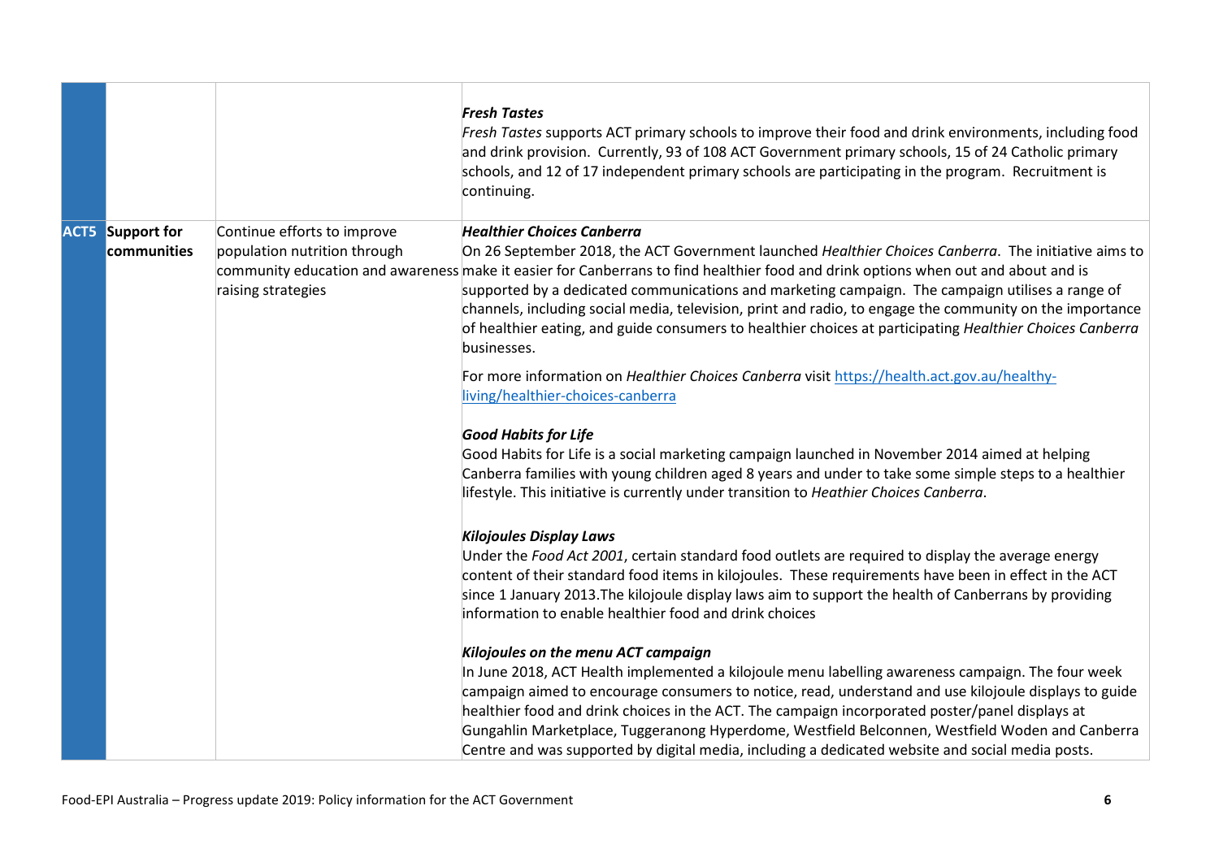| | | | |
|---|---|---|---|
| | | | ***Fresh Tastes***<br>*Fresh Tastes* supports ACT primary schools to improve their food and drink environments, including food and drink provision. Currently, 93 of 108 ACT Government primary schools, 15 of 24 Catholic primary schools, and 12 of 17 independent primary schools are participating in the program. Recruitment is continuing. |
| **ACT5** | **Support for communities** | Continue efforts to improve population nutrition through community education and awareness raising strategies | ***Healthier Choices Canberra***<br>On 26 September 2018, the ACT Government launched *Healthier Choices Canberra*. The initiative aims to make it easier for Canberrans to find healthier food and drink options when out and about and is supported by a dedicated communications and marketing campaign. The campaign utilises a range of channels, including social media, television, print and radio, to engage the community on the importance of healthier eating, and guide consumers to healthier choices at participating *Healthier Choices Canberra* businesses.<br><br>For more information on *Healthier Choices Canberra* visit [https://health.act.gov.au/healthy-living/healthier-choices-canberra](https://health.act.gov.au/healthy-living/healthier-choices-canberra)<br><br>***Good Habits for Life***<br>Good Habits for Life is a social marketing campaign launched in November 2014 aimed at helping Canberra families with young children aged 8 years and under to take some simple steps to a healthier lifestyle. This initiative is currently under transition to *Heathier Choices Canberra*.<br><br>***Kilojoules Display Laws***<br>Under the *Food Act 2001*, certain standard food outlets are required to display the average energy content of their standard food items in kilojoules. These requirements have been in effect in the ACT since 1 January 2013.The kilojoule display laws aim to support the health of Canberrans by providing information to enable healthier food and drink choices<br><br>***Kilojoules on the menu ACT campaign***<br>In June 2018, ACT Health implemented a kilojoule menu labelling awareness campaign. The four week campaign aimed to encourage consumers to notice, read, understand and use kilojoule displays to guide healthier food and drink choices in the ACT. The campaign incorporated poster/panel displays at Gungahlin Marketplace, Tuggeranong Hyperdome, Westfield Belconnen, Westfield Woden and Canberra Centre and was supported by digital media, including a dedicated website and social media posts. |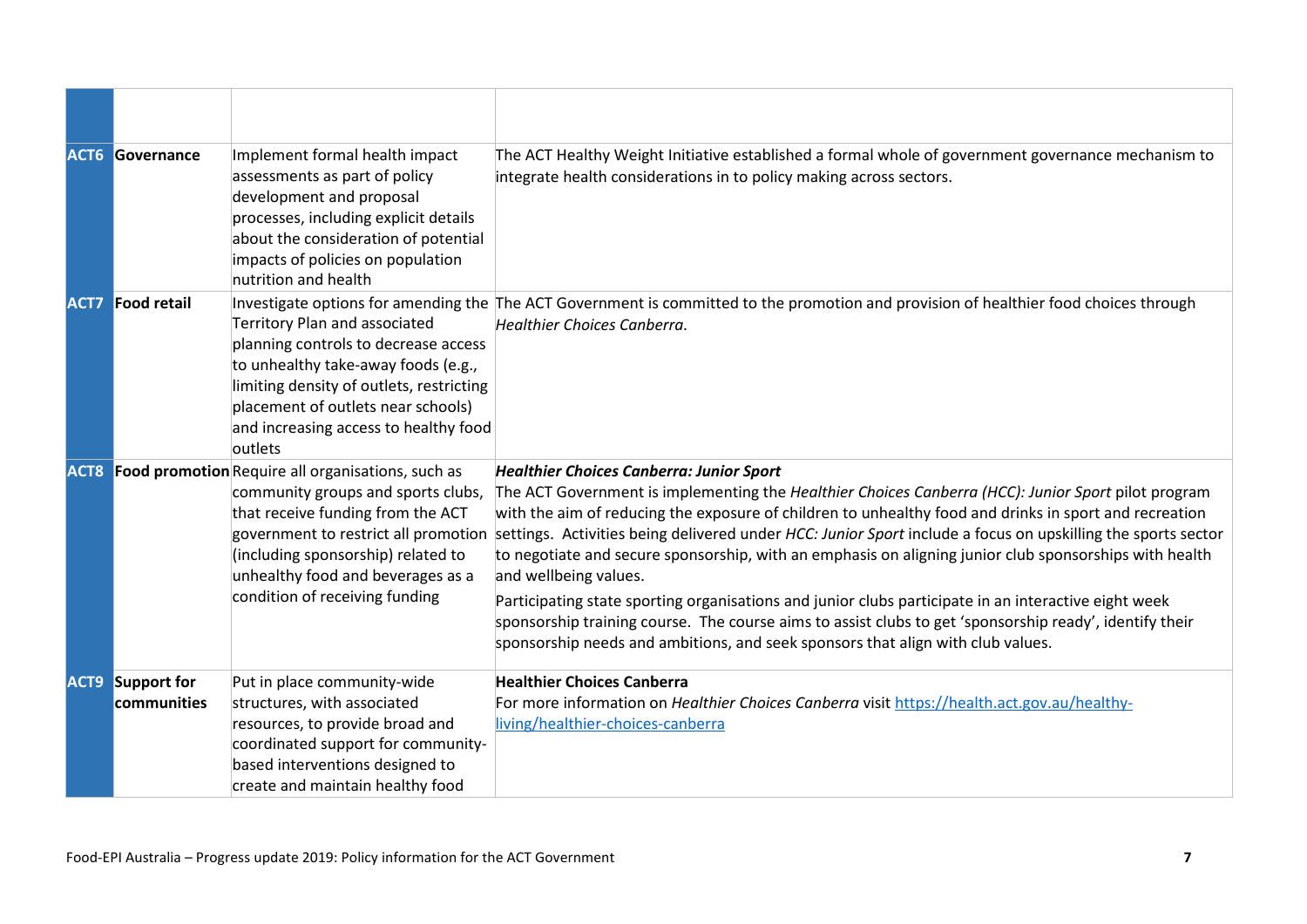| | | | |
|---|---|---|---|
| **ACT6** | **Governance** | Implement formal health impact assessments as part of policy development and proposal processes, including explicit details about the consideration of potential impacts of policies on population nutrition and health | The ACT Healthy Weight Initiative established a formal whole of government governance mechanism to integrate health considerations in to policy making across sectors. |
| **ACT7** | **Food retail** | Investigate options for amending the Territory Plan and associated planning controls to decrease access to unhealthy take-away foods (e.g., limiting density of outlets, restricting placement of outlets near schools) and increasing access to healthy food outlets | The ACT Government is committed to the promotion and provision of healthier food choices through *Healthier Choices Canberra*. |
| **ACT8** | **Food promotion** | Require all organisations, such as community groups and sports clubs, that receive funding from the ACT government to restrict all promotion (including sponsorship) related to unhealthy food and beverages as a condition of receiving funding | ***Healthier Choices Canberra: Junior Sport*** <br> The ACT Government is implementing the *Healthier Choices Canberra (HCC): Junior Sport* pilot program with the aim of reducing the exposure of children to unhealthy food and drinks in sport and recreation settings. Activities being delivered under *HCC: Junior Sport* include a focus on upskilling the sports sector to negotiate and secure sponsorship, with an emphasis on aligning junior club sponsorships with health and wellbeing values. <br><br> Participating state sporting organisations and junior clubs participate in an interactive eight week sponsorship training course. The course aims to assist clubs to get 'sponsorship ready', identify their sponsorship needs and ambitions, and seek sponsors that align with club values. |
| **ACT9** | **Support for communities** | Put in place community-wide structures, with associated resources, to provide broad and coordinated support for community-based interventions designed to create and maintain healthy food | **Healthier Choices Canberra** <br> For more information on *Healthier Choices Canberra* visit https://health.act.gov.au/healthy-living/healthier-choices-canberra |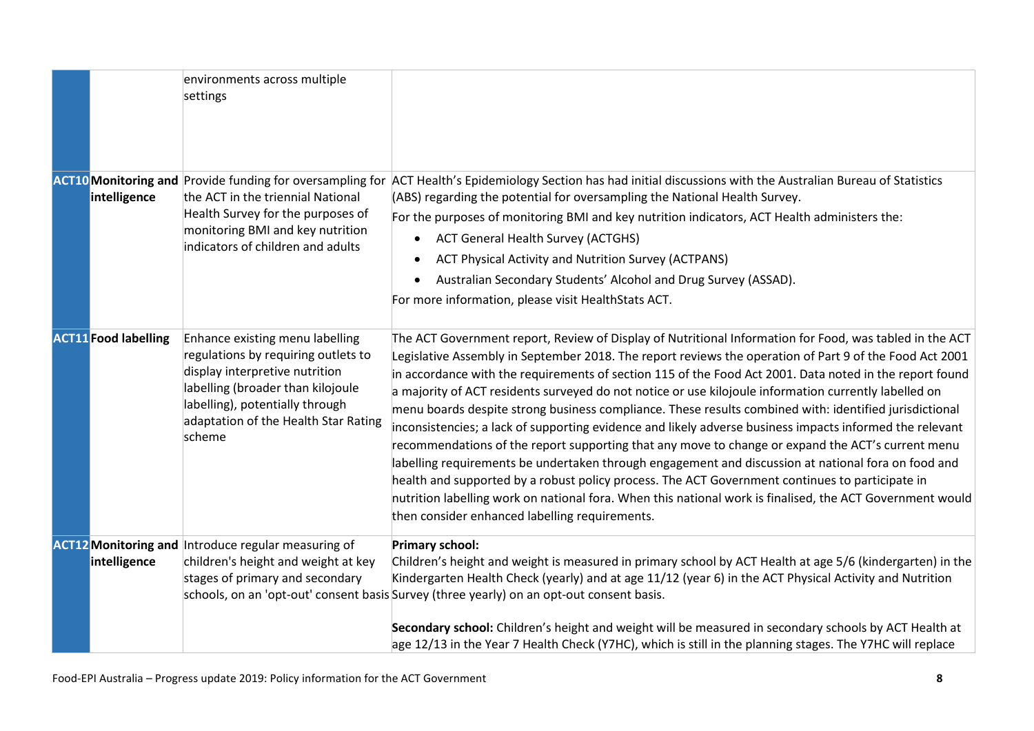| | | | |
|---|---|---|---|
| | | environments across multiple settings | |
| **ACT10** | **Monitoring and intelligence** | Provide funding for oversampling for the ACT in the triennial National Health Survey for the purposes of monitoring BMI and key nutrition indicators of children and adults | ACT Health's Epidemiology Section has had initial discussions with the Australian Bureau of Statistics (ABS) regarding the potential for oversampling the National Health Survey.<br>For the purposes of monitoring BMI and key nutrition indicators, ACT Health administers the:<br>• ACT General Health Survey (ACTGHS)<br>• ACT Physical Activity and Nutrition Survey (ACTPANS)<br>• Australian Secondary Students' Alcohol and Drug Survey (ASSAD).<br>For more information, please visit HealthStats ACT. |
| **ACT11** | **Food labelling** | Enhance existing menu labelling regulations by requiring outlets to display interpretive nutrition labelling (broader than kilojoule labelling), potentially through adaptation of the Health Star Rating scheme | The ACT Government report, Review of Display of Nutritional Information for Food, was tabled in the ACT Legislative Assembly in September 2018. The report reviews the operation of Part 9 of the Food Act 2001 in accordance with the requirements of section 115 of the Food Act 2001. Data noted in the report found a majority of ACT residents surveyed do not notice or use kilojoule information currently labelled on menu boards despite strong business compliance. These results combined with: identified jurisdictional inconsistencies; a lack of supporting evidence and likely adverse business impacts informed the relevant recommendations of the report supporting that any move to change or expand the ACT's current menu labelling requirements be undertaken through engagement and discussion at national fora on food and health and supported by a robust policy process. The ACT Government continues to participate in nutrition labelling work on national fora. When this national work is finalised, the ACT Government would then consider enhanced labelling requirements. |
| **ACT12** | **Monitoring and intelligence** | Introduce regular measuring of children's height and weight at key stages of primary and secondary schools, on an 'opt-out' consent basis | **Primary school:**<br>Children's height and weight is measured in primary school by ACT Health at age 5/6 (kindergarten) in the Kindergarten Health Check (yearly) and at age 11/12 (year 6) in the ACT Physical Activity and Nutrition Survey (three yearly) on an opt-out consent basis.<br><br>**Secondary school:** Children's height and weight will be measured in secondary schools by ACT Health at age 12/13 in the Year 7 Health Check (Y7HC), which is still in the planning stages. The Y7HC will replace |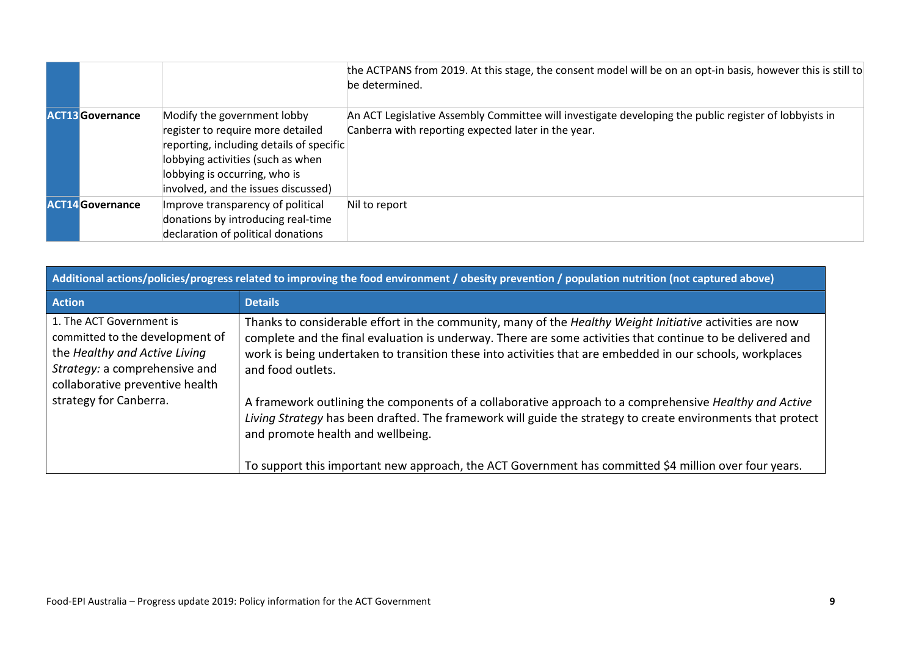| | | | |
|---|---|---|---|
| | | | the ACTPANS from 2019. At this stage, the consent model will be on an opt-in basis, however this is still to be determined. |
| ACT13 | Governance | Modify the government lobby register to require more detailed reporting, including details of specific lobbying activities (such as when lobbying is occurring, who is involved, and the issues discussed) | An ACT Legislative Assembly Committee will investigate developing the public register of lobbyists in Canberra with reporting expected later in the year. |
| ACT14 | Governance | Improve transparency of political donations by introducing real-time declaration of political donations | Nil to report |

| Additional actions/policies/progress related to improving the food environment / obesity prevention / population nutrition (not captured above) | |
|---|---|
| **Action** | **Details** |
| 1. The ACT Government is committed to the development of the *Healthy and Active Living Strategy:* a comprehensive and collaborative preventive health strategy for Canberra. | Thanks to considerable effort in the community, many of the *Healthy Weight Initiative* activities are now complete and the final evaluation is underway. There are some activities that continue to be delivered and work is being undertaken to transition these into activities that are embedded in our schools, workplaces and food outlets.<br><br>A framework outlining the components of a collaborative approach to a comprehensive *Healthy and Active Living Strategy* has been drafted. The framework will guide the strategy to create environments that protect and promote health and wellbeing.<br><br>To support this important new approach, the ACT Government has committed $4 million over four years. |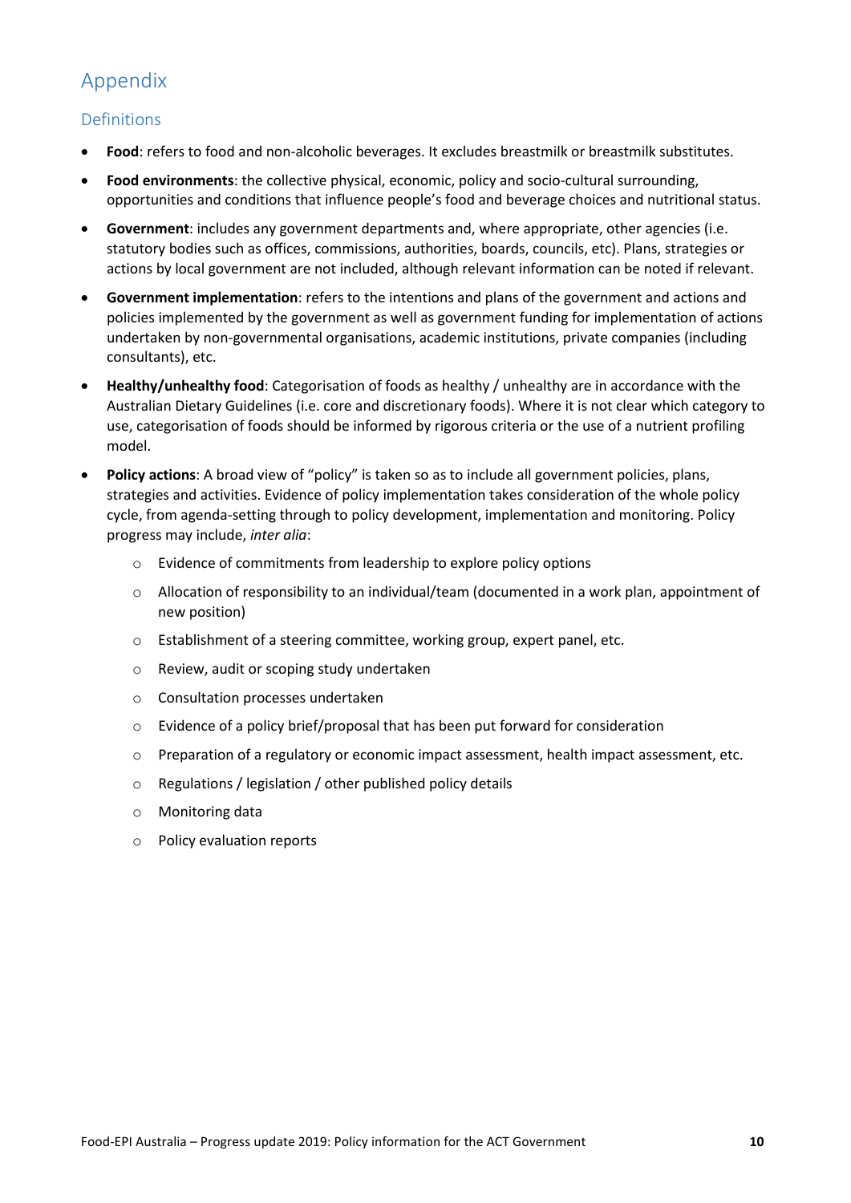# Appendix

## Definitions

- **Food**: refers to food and non-alcoholic beverages. It excludes breastmilk or breastmilk substitutes.
- **Food environments**: the collective physical, economic, policy and socio-cultural surrounding, opportunities and conditions that influence people's food and beverage choices and nutritional status.
- **Government**: includes any government departments and, where appropriate, other agencies (i.e. statutory bodies such as offices, commissions, authorities, boards, councils, etc). Plans, strategies or actions by local government are not included, although relevant information can be noted if relevant.
- **Government implementation**: refers to the intentions and plans of the government and actions and policies implemented by the government as well as government funding for implementation of actions undertaken by non-governmental organisations, academic institutions, private companies (including consultants), etc.
- **Healthy/unhealthy food**: Categorisation of foods as healthy / unhealthy are in accordance with the Australian Dietary Guidelines (i.e. core and discretionary foods). Where it is not clear which category to use, categorisation of foods should be informed by rigorous criteria or the use of a nutrient profiling model.
- **Policy actions**: A broad view of "policy" is taken so as to include all government policies, plans, strategies and activities. Evidence of policy implementation takes consideration of the whole policy cycle, from agenda-setting through to policy development, implementation and monitoring. Policy progress may include, *inter alia*:
  - Evidence of commitments from leadership to explore policy options
  - Allocation of responsibility to an individual/team (documented in a work plan, appointment of new position)
  - Establishment of a steering committee, working group, expert panel, etc.
  - Review, audit or scoping study undertaken
  - Consultation processes undertaken
  - Evidence of a policy brief/proposal that has been put forward for consideration
  - Preparation of a regulatory or economic impact assessment, health impact assessment, etc.
  - Regulations / legislation / other published policy details
  - Monitoring data
  - Policy evaluation reports